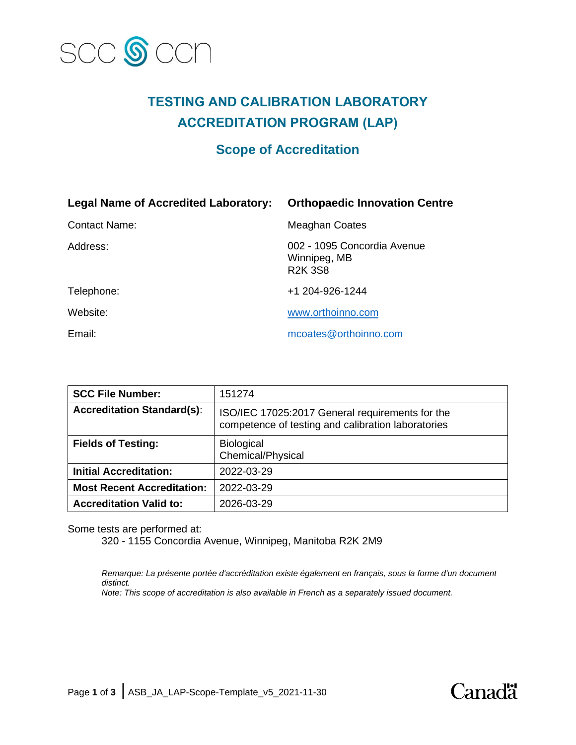SCC CCN

# TESTING AND CALIBRATION LABORATORY ACCREDITATION PROGRAM (LAP)

## Scope of Accreditation

| | |
|---|---|
| **Legal Name of Accredited Laboratory:** | **Orthopaedic Innovation Centre** |
| Contact Name: | Meaghan Coates |
| Address: | 002 - 1095 Concordia Avenue<br>Winnipeg, MB<br>R2K 3S8 |
| Telephone: | +1 204-926-1244 |
| Website: | [www.orthoinno.com](http://www.orthoinno.com) |
| Email: | [mcoates@orthoinno.com](mailto:mcoates@orthoinno.com) |

| | |
|---|---|
| **SCC File Number:** | 151274 |
| **Accreditation Standard(s):** | ISO/IEC 17025:2017 General requirements for the competence of testing and calibration laboratories |
| **Fields of Testing:** | Biological<br>Chemical/Physical |
| **Initial Accreditation:** | 2022-03-29 |
| **Most Recent Accreditation:** | 2022-03-29 |
| **Accreditation Valid to:** | 2026-03-29 |

Some tests are performed at:

320 - 1155 Concordia Avenue, Winnipeg, Manitoba R2K 2M9

*Remarque: La présente portée d'accréditation existe également en français, sous la forme d'un document distinct.*
*Note: This scope of accreditation is also available in French as a separately issued document.*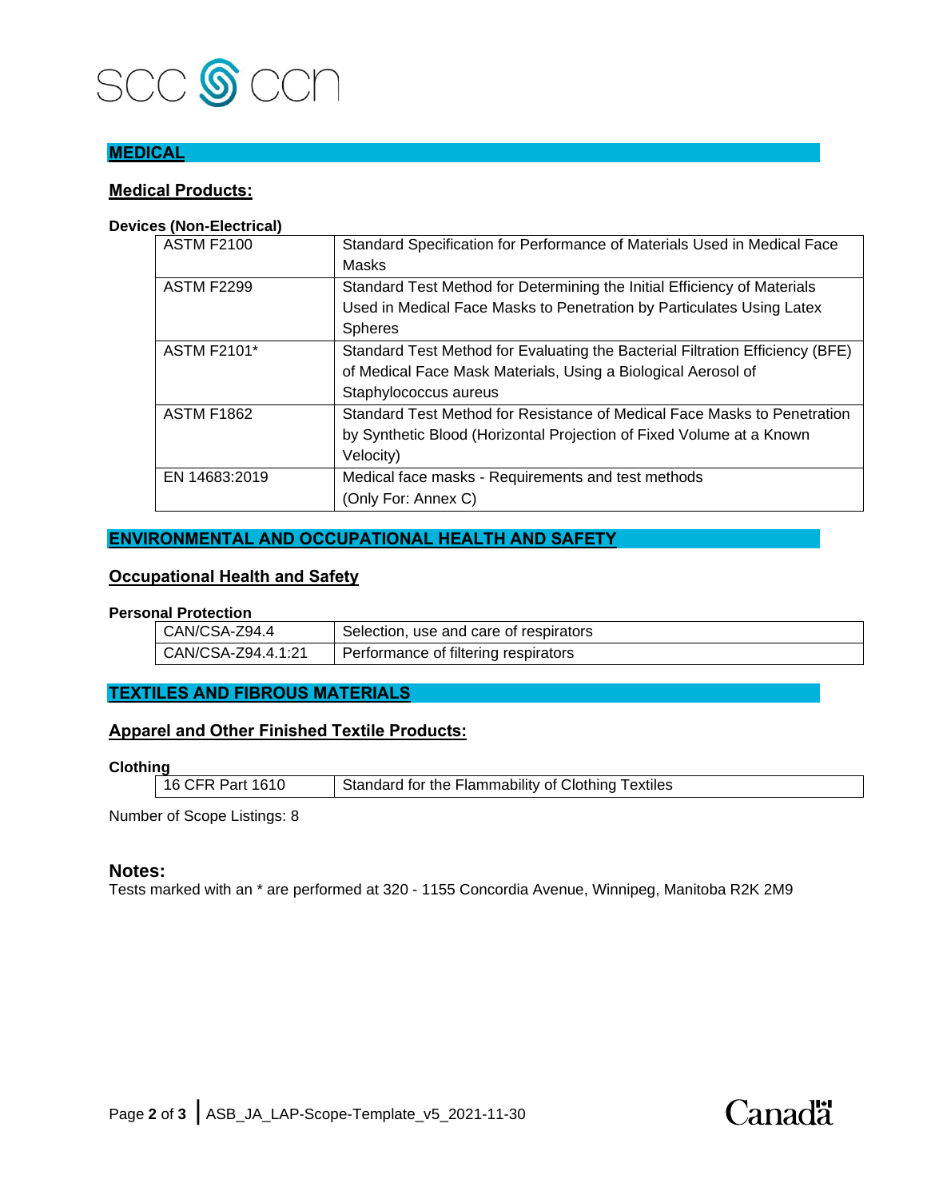## MEDICAL

### Medical Products:

**Devices (Non-Electrical)**

| | |
|---|---|
| ASTM F2100 | Standard Specification for Performance of Materials Used in Medical Face Masks |
| ASTM F2299 | Standard Test Method for Determining the Initial Efficiency of Materials Used in Medical Face Masks to Penetration by Particulates Using Latex Spheres |
| ASTM F2101* | Standard Test Method for Evaluating the Bacterial Filtration Efficiency (BFE) of Medical Face Mask Materials, Using a Biological Aerosol of Staphylococcus aureus |
| ASTM F1862 | Standard Test Method for Resistance of Medical Face Masks to Penetration by Synthetic Blood (Horizontal Projection of Fixed Volume at a Known Velocity) |
| EN 14683:2019 | Medical face masks - Requirements and test methods (Only For: Annex C) |

## ENVIRONMENTAL AND OCCUPATIONAL HEALTH AND SAFETY

### Occupational Health and Safety

**Personal Protection**

| | |
|---|---|
| CAN/CSA-Z94.4 | Selection, use and care of respirators |
| CAN/CSA-Z94.4.1:21 | Performance of filtering respirators |

## TEXTILES AND FIBROUS MATERIALS

### Apparel and Other Finished Textile Products:

**Clothing**

| | |
|---|---|
| 16 CFR Part 1610 | Standard for the Flammability of Clothing Textiles |

Number of Scope Listings: 8

### Notes:

Tests marked with an * are performed at 320 - 1155 Concordia Avenue, Winnipeg, Manitoba R2K 2M9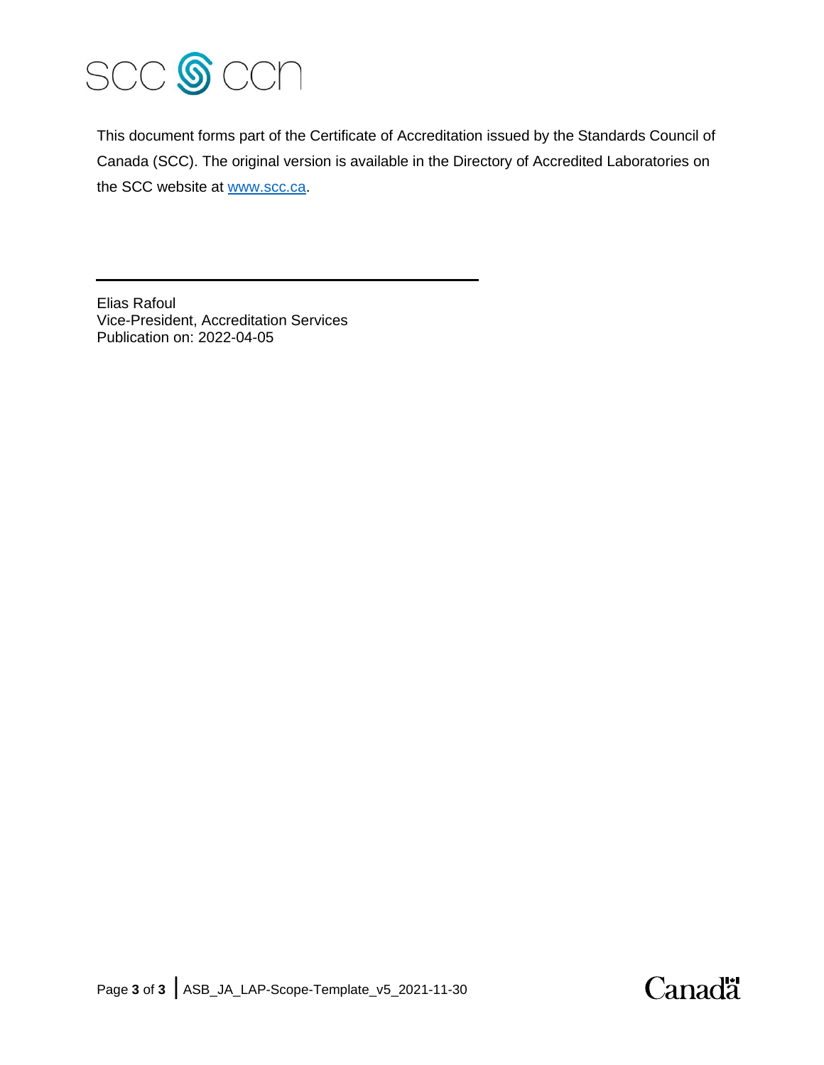This document forms part of the Certificate of Accreditation issued by the Standards Council of Canada (SCC). The original version is available in the Directory of Accredited Laboratories on the SCC website at www.scc.ca.

---

Elias Rafoul
Vice-President, Accreditation Services
Publication on: 2022-04-05